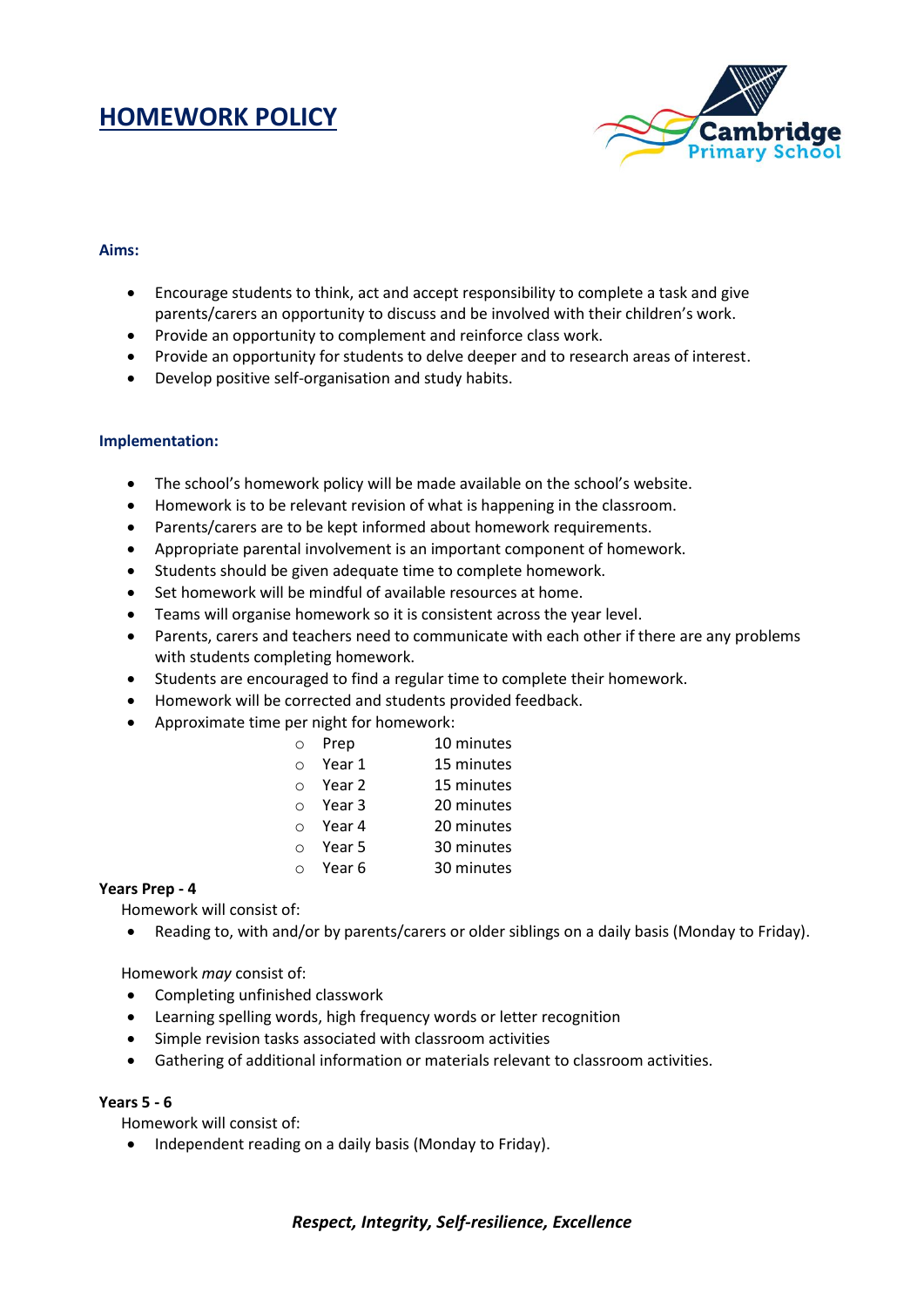# HOMEWORK POLICY

Cambridge Primary School

### Aims:

- Encourage students to think, act and accept responsibility to complete a task and give parents/carers an opportunity to discuss and be involved with their children's work.
- Provide an opportunity to complement and reinforce class work.
- Provide an opportunity for students to delve deeper and to research areas of interest.
- Develop positive self-organisation and study habits.

### Implementation:

- The school's homework policy will be made available on the school's website.
- Homework is to be relevant revision of what is happening in the classroom.
- Parents/carers are to be kept informed about homework requirements.
- Appropriate parental involvement is an important component of homework.
- Students should be given adequate time to complete homework.
- Set homework will be mindful of available resources at home.
- Teams will organise homework so it is consistent across the year level.
- Parents, carers and teachers need to communicate with each other if there are any problems with students completing homework.
- Students are encouraged to find a regular time to complete their homework.
- Homework will be corrected and students provided feedback.
- Approximate time per night for homework:
  - Prep 10 minutes
  - Year 1 15 minutes
  - Year 2 15 minutes
  - Year 3 20 minutes
  - Year 4 20 minutes
  - Year 5 30 minutes
  - Year 6 30 minutes

**Years Prep - 4**

Homework will consist of:

- Reading to, with and/or by parents/carers or older siblings on a daily basis (Monday to Friday).

Homework *may* consist of:

- Completing unfinished classwork
- Learning spelling words, high frequency words or letter recognition
- Simple revision tasks associated with classroom activities
- Gathering of additional information or materials relevant to classroom activities.

**Years 5 - 6**

Homework will consist of:

- Independent reading on a daily basis (Monday to Friday).

***Respect, Integrity, Self-resilience, Excellence***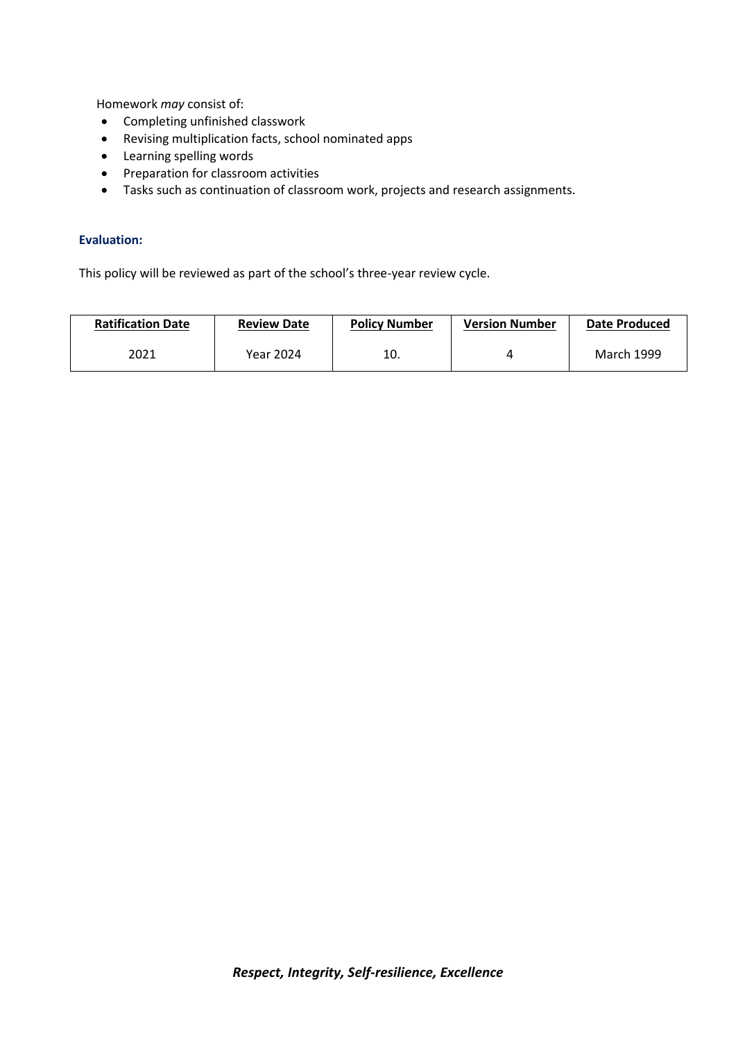Homework *may* consist of:

- Completing unfinished classwork
- Revising multiplication facts, school nominated apps
- Learning spelling words
- Preparation for classroom activities
- Tasks such as continuation of classroom work, projects and research assignments.

**Evaluation:**

This policy will be reviewed as part of the school's three-year review cycle.

| Ratification Date | Review Date | Policy Number | Version Number | Date Produced |
|---|---|---|---|---|
| 2021 | Year 2024 | 10. | 4 | March 1999 |

***Respect, Integrity, Self-resilience, Excellence***